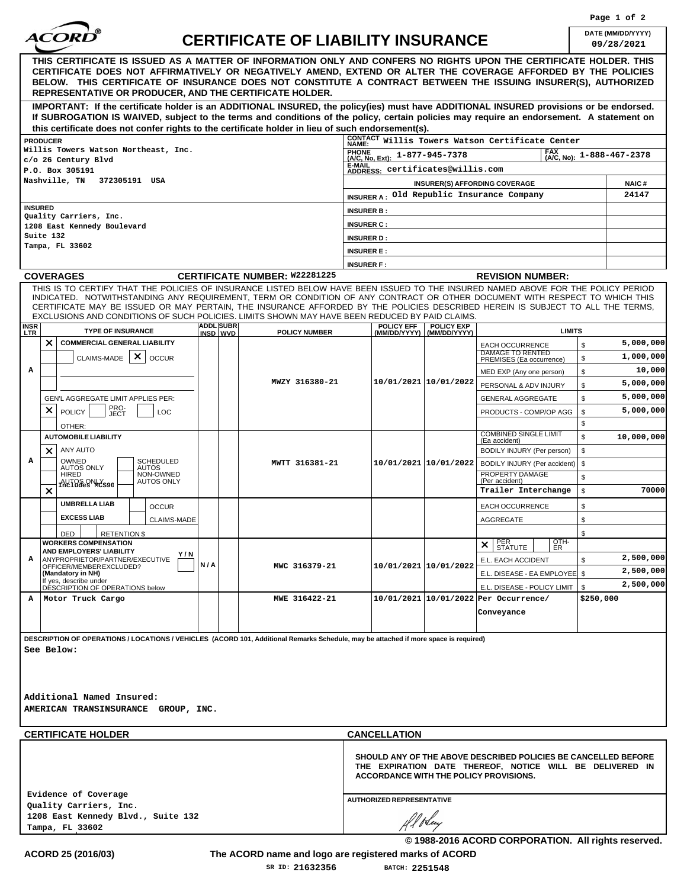# CERTIFICATE OF LIABILITY INSURANCE

ACORD®

DATE (MM/DD/YYYY): 09/28/2021

**THIS CERTIFICATE IS ISSUED AS A MATTER OF INFORMATION ONLY AND CONFERS NO RIGHTS UPON THE CERTIFICATE HOLDER. THIS CERTIFICATE DOES NOT AFFIRMATIVELY OR NEGATIVELY AMEND, EXTEND OR ALTER THE COVERAGE AFFORDED BY THE POLICIES BELOW. THIS CERTIFICATE OF INSURANCE DOES NOT CONSTITUTE A CONTRACT BETWEEN THE ISSUING INSURER(S), AUTHORIZED REPRESENTATIVE OR PRODUCER, AND THE CERTIFICATE HOLDER.**

**IMPORTANT: If the certificate holder is an ADDITIONAL INSURED, the policy(ies) must have ADDITIONAL INSURED provisions or be endorsed. If SUBROGATION IS WAIVED, subject to the terms and conditions of the policy, certain policies may require an endorsement. A statement on this certificate does not confer rights to the certificate holder in lieu of such endorsement(s).**

| PRODUCER | |
|---|---|
| Willis Towers Watson Northeast, Inc.<br>c/o 26 Century Blvd<br>P.O. Box 305191<br>Nashville, TN 372305191 USA | CONTACT NAME: Willis Towers Watson Certificate Center<br>PHONE (A/C, No, Ext): 1-877-945-7378 FAX (A/C, No): 1-888-467-2378<br>E-MAIL ADDRESS: certificates@willis.com |

| INSURER(S) AFFORDING COVERAGE | NAIC # |
|---|---|
| INSURER A: Old Republic Insurance Company | 24147 |
| INSURER B: | |
| INSURER C: | |
| INSURER D: | |
| INSURER E: | |
| INSURER F: | |

**INSURED**
Quality Carriers, Inc.
1208 East Kennedy Boulevard
Suite 132
Tampa, FL 33602

## COVERAGES

**CERTIFICATE NUMBER:** W22281225 **REVISION NUMBER:**

THIS IS TO CERTIFY THAT THE POLICIES OF INSURANCE LISTED BELOW HAVE BEEN ISSUED TO THE INSURED NAMED ABOVE FOR THE POLICY PERIOD INDICATED. NOTWITHSTANDING ANY REQUIREMENT, TERM OR CONDITION OF ANY CONTRACT OR OTHER DOCUMENT WITH RESPECT TO WHICH THIS CERTIFICATE MAY BE ISSUED OR MAY PERTAIN, THE INSURANCE AFFORDED BY THE POLICIES DESCRIBED HEREIN IS SUBJECT TO ALL THE TERMS, EXCLUSIONS AND CONDITIONS OF SUCH POLICIES. LIMITS SHOWN MAY HAVE BEEN REDUCED BY PAID CLAIMS.

| INSR LTR | TYPE OF INSURANCE | ADDL INSD | SUBR WVD | POLICY NUMBER | POLICY EFF (MM/DD/YYYY) | POLICY EXP (MM/DD/YYYY) | LIMITS | |
|---|---|---|---|---|---|---|---|---|
| A | X COMMERCIAL GENERAL LIABILITY<br>CLAIMS-MADE [X] OCCUR<br>GEN'L AGGREGATE LIMIT APPLIES PER: [X] POLICY [ ] PRO-JECT [ ] LOC<br>OTHER: | | | MWZY 316380-21 | 10/01/2021 | 10/01/2022 | EACH OCCURRENCE | $ 5,000,000 |
| | | | | | | | DAMAGE TO RENTED PREMISES (Ea occurrence) | $ 1,000,000 |
| | | | | | | | MED EXP (Any one person) | $ 10,000 |
| | | | | | | | PERSONAL & ADV INJURY | $ 5,000,000 |
| | | | | | | | GENERAL AGGREGATE | $ 5,000,000 |
| | | | | | | | PRODUCTS - COMP/OP AGG | $ 5,000,000 |
| | | | | | | | | $ |
| A | AUTOMOBILE LIABILITY<br>X ANY AUTO<br>OWNED AUTOS ONLY / SCHEDULED AUTOS<br>HIRED AUTOS ONLY / NON-OWNED AUTOS ONLY<br>X Includes MCS90 | | | MWTT 316381-21 | 10/01/2021 | 10/01/2022 | COMBINED SINGLE LIMIT (Ea accident) | $ 10,000,000 |
| | | | | | | | BODILY INJURY (Per person) | $ |
| | | | | | | | BODILY INJURY (Per accident) | $ |
| | | | | | | | PROPERTY DAMAGE (Per accident) | $ |
| | | | | | | | Trailer Interchange | $ 70000 |
| | UMBRELLA LIAB / OCCUR<br>EXCESS LIAB / CLAIMS-MADE<br>DED / RETENTION $ | | | | | | EACH OCCURRENCE | $ |
| | | | | | | | AGGREGATE | $ |
| | | | | | | | | $ |
| A | WORKERS COMPENSATION AND EMPLOYERS' LIABILITY Y/N<br>ANY PROPRIETOR/PARTNER/EXECUTIVE OFFICER/MEMBER EXCLUDED? (Mandatory in NH)<br>If yes, describe under DESCRIPTION OF OPERATIONS below | N/A | | MWC 316379-21 | 10/01/2021 | 10/01/2022 | X PER STATUTE / OTH-ER | |
| | | | | | | | E.L. EACH ACCIDENT | $ 2,500,000 |
| | | | | | | | E.L. DISEASE - EA EMPLOYEE | $ 2,500,000 |
| | | | | | | | E.L. DISEASE - POLICY LIMIT | $ 2,500,000 |
| A | Motor Truck Cargo | | | MWE 316422-21 | 10/01/2021 | 10/01/2022 | Per Occurrence/ Conveyance | $250,000 |

**DESCRIPTION OF OPERATIONS / LOCATIONS / VEHICLES** (ACORD 101, Additional Remarks Schedule, may be attached if more space is required)

See Below:

Additional Named Insured:
AMERICAN TRANSINSURANCE GROUP, INC.

## CERTIFICATE HOLDER

Evidence of Coverage
Quality Carriers, Inc.
1208 East Kennedy Blvd., Suite 132
Tampa, FL 33602

## CANCELLATION

**SHOULD ANY OF THE ABOVE DESCRIBED POLICIES BE CANCELLED BEFORE THE EXPIRATION DATE THEREOF, NOTICE WILL BE DELIVERED IN ACCORDANCE WITH THE POLICY PROVISIONS.**

AUTHORIZED REPRESENTATIVE

© 1988-2016 ACORD CORPORATION. All rights reserved.

ACORD 25 (2016/03) The ACORD name and logo are registered marks of ACORD

SR ID: 21632356 BATCH: 2251548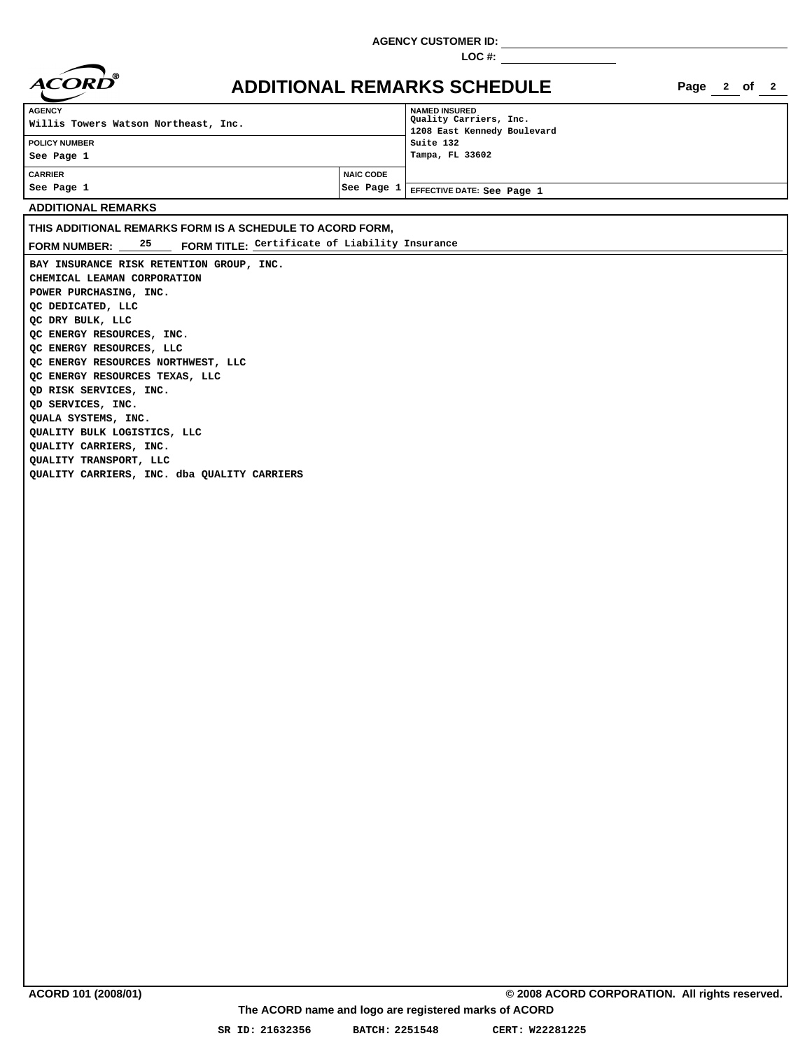AGENCY CUSTOMER ID:

LOC #:

ACORD®

# ADDITIONAL REMARKS SCHEDULE

| AGENCY | | NAMED INSURED |
|---|---|---|
| Willis Towers Watson Northeast, Inc. | | Quality Carriers, Inc. 1208 East Kennedy Boulevard Suite 132 Tampa, FL 33602 |
| POLICY NUMBER: See Page 1 | | |
| CARRIER: See Page 1 | NAIC CODE: See Page 1 | EFFECTIVE DATE: See Page 1 |

## ADDITIONAL REMARKS

THIS ADDITIONAL REMARKS FORM IS A SCHEDULE TO ACORD FORM,

FORM NUMBER: 25 FORM TITLE: Certificate of Liability Insurance

BAY INSURANCE RISK RETENTION GROUP, INC.
CHEMICAL LEAMAN CORPORATION
POWER PURCHASING, INC.
QC DEDICATED, LLC
QC DRY BULK, LLC
QC ENERGY RESOURCES, INC.
QC ENERGY RESOURCES, LLC
QC ENERGY RESOURCES NORTHWEST, LLC
QC ENERGY RESOURCES TEXAS, LLC
QD RISK SERVICES, INC.
QD SERVICES, INC.
QUALA SYSTEMS, INC.
QUALITY BULK LOGISTICS, LLC
QUALITY CARRIERS, INC.
QUALITY TRANSPORT, LLC
QUALITY CARRIERS, INC. dba QUALITY CARRIERS

ACORD 101 (2008/01) © 2008 ACORD CORPORATION. All rights reserved.

The ACORD name and logo are registered marks of ACORD

SR ID: 21632356 BATCH: 2251548 CERT: W22281225